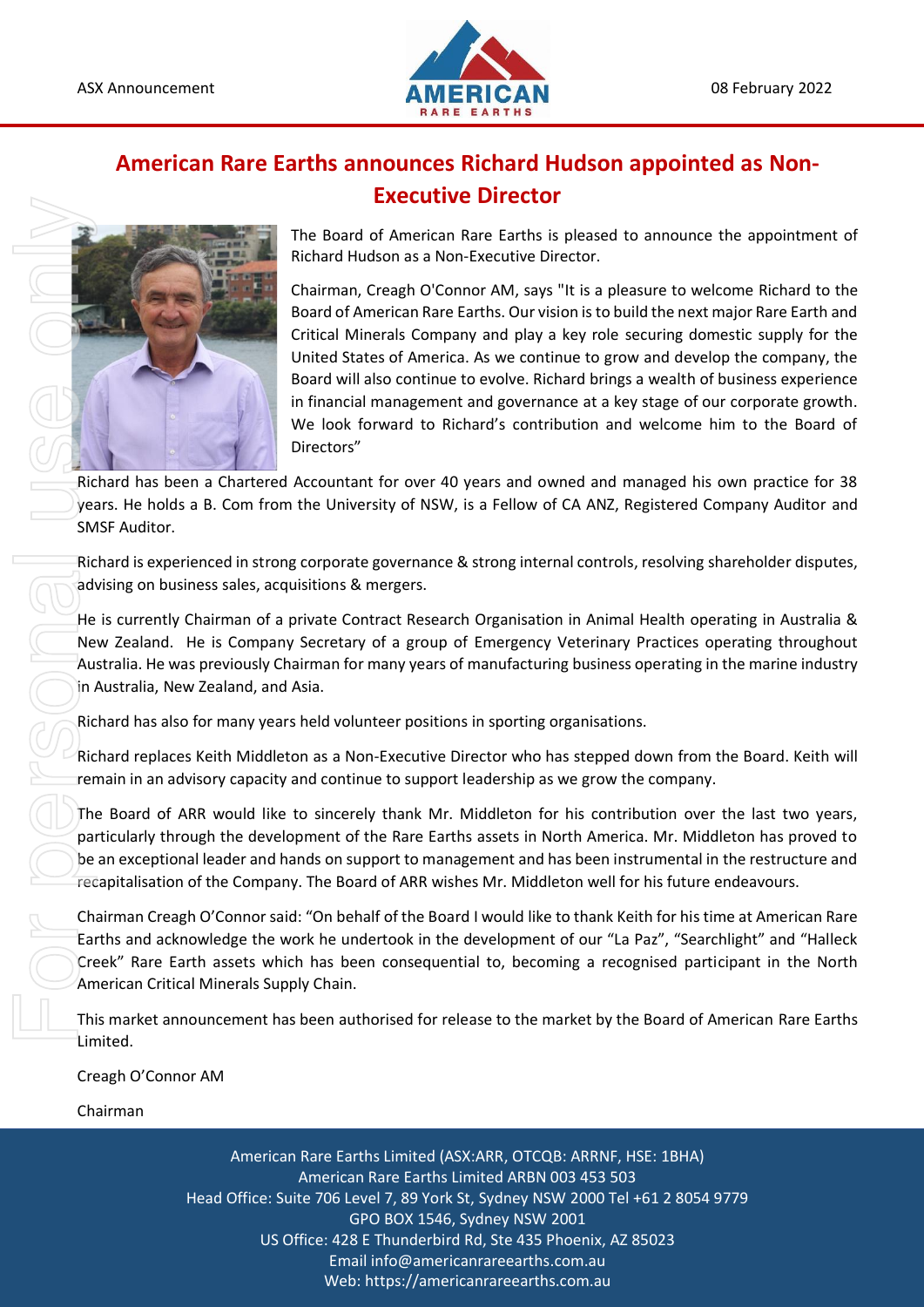ASX Announcement

08 February 2022

# American Rare Earths announces Richard Hudson appointed as Non-Executive Director

The Board of American Rare Earths is pleased to announce the appointment of Richard Hudson as a Non-Executive Director.

Chairman, Creagh O'Connor AM, says "It is a pleasure to welcome Richard to the Board of American Rare Earths. Our vision is to build the next major Rare Earth and Critical Minerals Company and play a key role securing domestic supply for the United States of America. As we continue to grow and develop the company, the Board will also continue to evolve. Richard brings a wealth of business experience in financial management and governance at a key stage of our corporate growth. We look forward to Richard's contribution and welcome him to the Board of Directors"

Richard has been a Chartered Accountant for over 40 years and owned and managed his own practice for 38 years. He holds a B. Com from the University of NSW, is a Fellow of CA ANZ, Registered Company Auditor and SMSF Auditor.

Richard is experienced in strong corporate governance & strong internal controls, resolving shareholder disputes, advising on business sales, acquisitions & mergers.

He is currently Chairman of a private Contract Research Organisation in Animal Health operating in Australia & New Zealand. He is Company Secretary of a group of Emergency Veterinary Practices operating throughout Australia. He was previously Chairman for many years of manufacturing business operating in the marine industry in Australia, New Zealand, and Asia.

Richard has also for many years held volunteer positions in sporting organisations.

Richard replaces Keith Middleton as a Non-Executive Director who has stepped down from the Board. Keith will remain in an advisory capacity and continue to support leadership as we grow the company.

The Board of ARR would like to sincerely thank Mr. Middleton for his contribution over the last two years, particularly through the development of the Rare Earths assets in North America. Mr. Middleton has proved to be an exceptional leader and hands on support to management and has been instrumental in the restructure and recapitalisation of the Company. The Board of ARR wishes Mr. Middleton well for his future endeavours.

Chairman Creagh O'Connor said: "On behalf of the Board I would like to thank Keith for his time at American Rare Earths and acknowledge the work he undertook in the development of our "La Paz", "Searchlight" and "Halleck Creek" Rare Earth assets which has been consequential to, becoming a recognised participant in the North American Critical Minerals Supply Chain.

This market announcement has been authorised for release to the market by the Board of American Rare Earths Limited.

Creagh O'Connor AM

Chairman

American Rare Earths Limited (ASX:ARR, OTCQB: ARRNF, HSE: 1BHA)
American Rare Earths Limited ARBN 003 453 503
Head Office: Suite 706 Level 7, 89 York St, Sydney NSW 2000 Tel +61 2 8054 9779
GPO BOX 1546, Sydney NSW 2001
US Office: 428 E Thunderbird Rd, Ste 435 Phoenix, AZ 85023
Email info@americanrareearths.com.au
Web: https://americanrareearths.com.au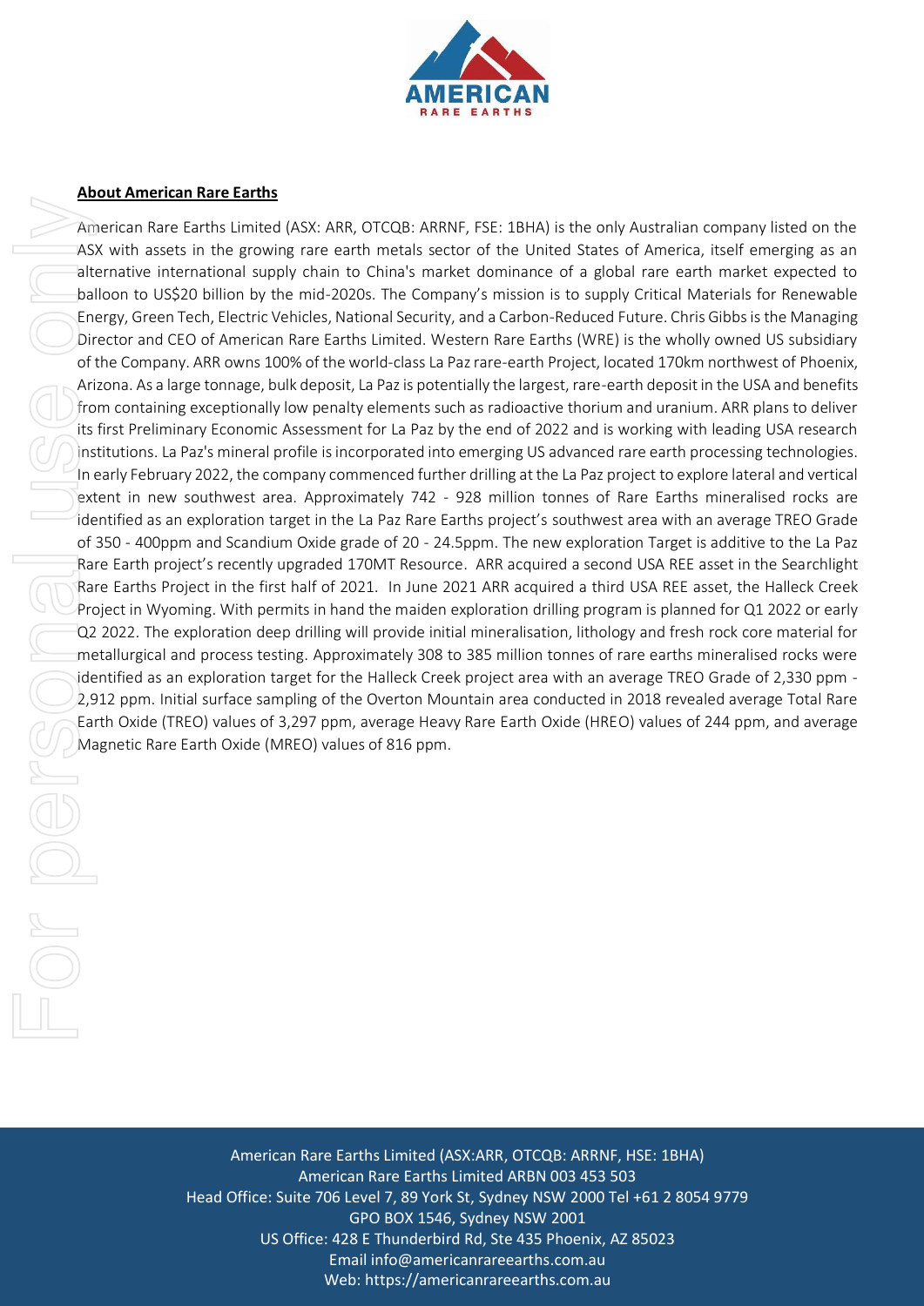## About American Rare Earths

American Rare Earths Limited (ASX: ARR, OTCQB: ARRNF, FSE: 1BHA) is the only Australian company listed on the ASX with assets in the growing rare earth metals sector of the United States of America, itself emerging as an alternative international supply chain to China's market dominance of a global rare earth market expected to balloon to US$20 billion by the mid-2020s. The Company's mission is to supply Critical Materials for Renewable Energy, Green Tech, Electric Vehicles, National Security, and a Carbon-Reduced Future. Chris Gibbs is the Managing Director and CEO of American Rare Earths Limited. Western Rare Earths (WRE) is the wholly owned US subsidiary of the Company. ARR owns 100% of the world-class La Paz rare-earth Project, located 170km northwest of Phoenix, Arizona. As a large tonnage, bulk deposit, La Paz is potentially the largest, rare-earth deposit in the USA and benefits from containing exceptionally low penalty elements such as radioactive thorium and uranium. ARR plans to deliver its first Preliminary Economic Assessment for La Paz by the end of 2022 and is working with leading USA research institutions. La Paz's mineral profile is incorporated into emerging US advanced rare earth processing technologies. In early February 2022, the company commenced further drilling at the La Paz project to explore lateral and vertical extent in new southwest area. Approximately 742 - 928 million tonnes of Rare Earths mineralised rocks are identified as an exploration target in the La Paz Rare Earths project's southwest area with an average TREO Grade of 350 - 400ppm and Scandium Oxide grade of 20 - 24.5ppm. The new exploration Target is additive to the La Paz Rare Earth project's recently upgraded 170MT Resource. ARR acquired a second USA REE asset in the Searchlight Rare Earths Project in the first half of 2021. In June 2021 ARR acquired a third USA REE asset, the Halleck Creek Project in Wyoming. With permits in hand the maiden exploration drilling program is planned for Q1 2022 or early Q2 2022. The exploration deep drilling will provide initial mineralisation, lithology and fresh rock core material for metallurgical and process testing. Approximately 308 to 385 million tonnes of rare earths mineralised rocks were identified as an exploration target for the Halleck Creek project area with an average TREO Grade of 2,330 ppm - 2,912 ppm. Initial surface sampling of the Overton Mountain area conducted in 2018 revealed average Total Rare Earth Oxide (TREO) values of 3,297 ppm, average Heavy Rare Earth Oxide (HREO) values of 244 ppm, and average Magnetic Rare Earth Oxide (MREO) values of 816 ppm.

American Rare Earths Limited (ASX:ARR, OTCQB: ARRNF, HSE: 1BHA)
American Rare Earths Limited ARBN 003 453 503
Head Office: Suite 706 Level 7, 89 York St, Sydney NSW 2000 Tel +61 2 8054 9779
GPO BOX 1546, Sydney NSW 2001
US Office: 428 E Thunderbird Rd, Ste 435 Phoenix, AZ 85023
Email info@americanrareearths.com.au
Web: https://americanrareearths.com.au